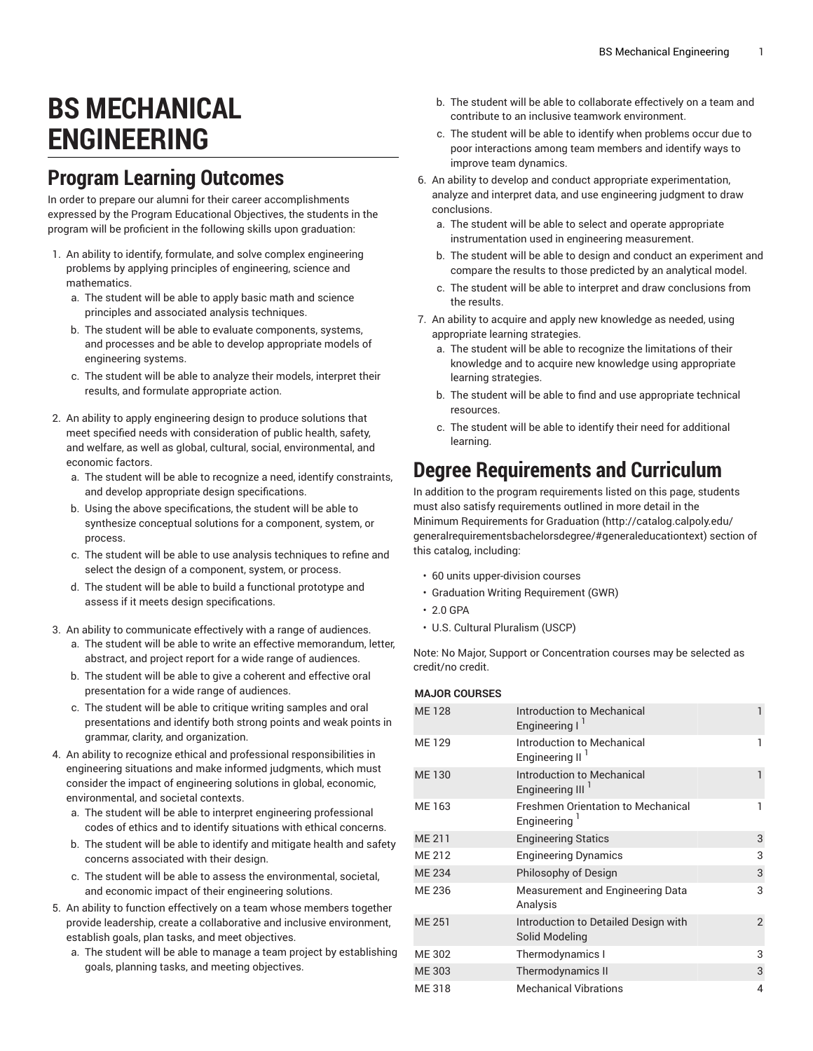# BS MECHANICAL ENGINEERING

## Program Learning Outcomes

In order to prepare our alumni for their career accomplishments expressed by the Program Educational Objectives, the students in the program will be proficient in the following skills upon graduation:

1. An ability to identify, formulate, and solve complex engineering problems by applying principles of engineering, science and mathematics.
   a. The student will be able to apply basic math and science principles and associated analysis techniques.
   b. The student will be able to evaluate components, systems, and processes and be able to develop appropriate models of engineering systems.
   c. The student will be able to analyze their models, interpret their results, and formulate appropriate action.
2. An ability to apply engineering design to produce solutions that meet specified needs with consideration of public health, safety, and welfare, as well as global, cultural, social, environmental, and economic factors.
   a. The student will be able to recognize a need, identify constraints, and develop appropriate design specifications.
   b. Using the above specifications, the student will be able to synthesize conceptual solutions for a component, system, or process.
   c. The student will be able to use analysis techniques to refine and select the design of a component, system, or process.
   d. The student will be able to build a functional prototype and assess if it meets design specifications.
3. An ability to communicate effectively with a range of audiences.
   a. The student will be able to write an effective memorandum, letter, abstract, and project report for a wide range of audiences.
   b. The student will be able to give a coherent and effective oral presentation for a wide range of audiences.
   c. The student will be able to critique writing samples and oral presentations and identify both strong points and weak points in grammar, clarity, and organization.
4. An ability to recognize ethical and professional responsibilities in engineering situations and make informed judgments, which must consider the impact of engineering solutions in global, economic, environmental, and societal contexts.
   a. The student will be able to interpret engineering professional codes of ethics and to identify situations with ethical concerns.
   b. The student will be able to identify and mitigate health and safety concerns associated with their design.
   c. The student will be able to assess the environmental, societal, and economic impact of their engineering solutions.
5. An ability to function effectively on a team whose members together provide leadership, create a collaborative and inclusive environment, establish goals, plan tasks, and meet objectives.
   a. The student will be able to manage a team project by establishing goals, planning tasks, and meeting objectives.
   b. The student will be able to collaborate effectively on a team and contribute to an inclusive teamwork environment.
   c. The student will be able to identify when problems occur due to poor interactions among team members and identify ways to improve team dynamics.
6. An ability to develop and conduct appropriate experimentation, analyze and interpret data, and use engineering judgment to draw conclusions.
   a. The student will be able to select and operate appropriate instrumentation used in engineering measurement.
   b. The student will be able to design and conduct an experiment and compare the results to those predicted by an analytical model.
   c. The student will be able to interpret and draw conclusions from the results.
7. An ability to acquire and apply new knowledge as needed, using appropriate learning strategies.
   a. The student will be able to recognize the limitations of their knowledge and to acquire new knowledge using appropriate learning strategies.
   b. The student will be able to find and use appropriate technical resources.
   c. The student will be able to identify their need for additional learning.

## Degree Requirements and Curriculum

In addition to the program requirements listed on this page, students must also satisfy requirements outlined in more detail in the Minimum Requirements for Graduation (http://catalog.calpoly.edu/generalrequirementsbachelorsdegree/#generaleducationtext) section of this catalog, including:

- 60 units upper-division courses
- Graduation Writing Requirement (GWR)
- 2.0 GPA
- U.S. Cultural Pluralism (USCP)

Note: No Major, Support or Concentration courses may be selected as credit/no credit.

| MAJOR COURSES | | |
|---|---|---|
| ME 128 | Introduction to Mechanical Engineering I [1] | 1 |
| ME 129 | Introduction to Mechanical Engineering II [1] | 1 |
| ME 130 | Introduction to Mechanical Engineering III [1] | 1 |
| ME 163 | Freshmen Orientation to Mechanical Engineering [1] | 1 |
| ME 211 | Engineering Statics | 3 |
| ME 212 | Engineering Dynamics | 3 |
| ME 234 | Philosophy of Design | 3 |
| ME 236 | Measurement and Engineering Data Analysis | 3 |
| ME 251 | Introduction to Detailed Design with Solid Modeling | 2 |
| ME 302 | Thermodynamics I | 3 |
| ME 303 | Thermodynamics II | 3 |
| ME 318 | Mechanical Vibrations | 4 |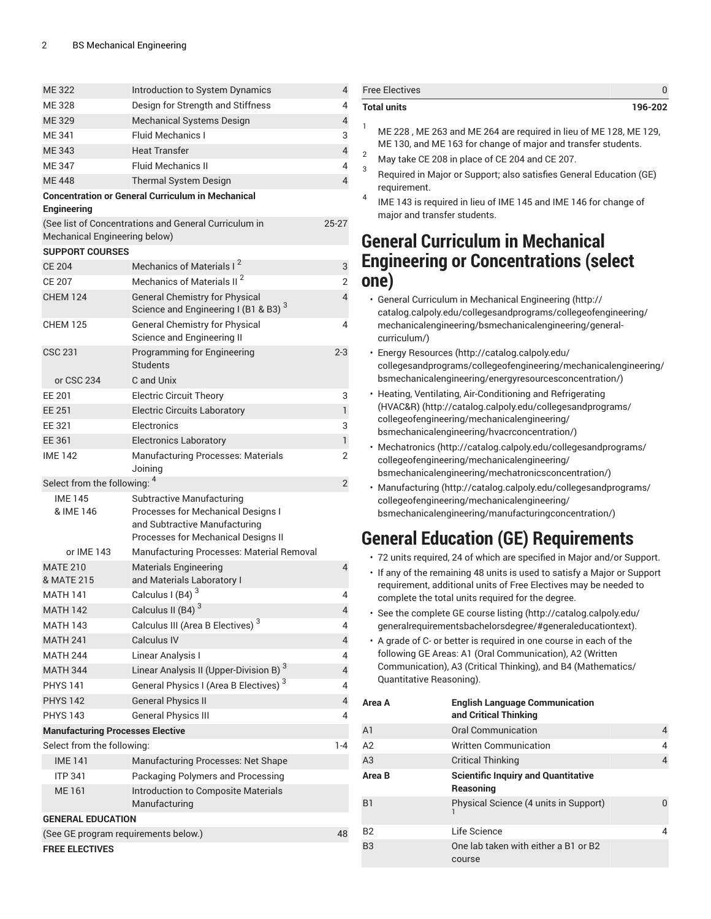| | | |
|---|---|---|
| ME 322 | Introduction to System Dynamics | 4 |
| ME 328 | Design for Strength and Stiffness | 4 |
| ME 329 | Mechanical Systems Design | 4 |
| ME 341 | Fluid Mechanics I | 3 |
| ME 343 | Heat Transfer | 4 |
| ME 347 | Fluid Mechanics II | 4 |
| ME 448 | Thermal System Design | 4 |
| **Concentration or General Curriculum in Mechanical Engineering** | | |
| (See list of Concentrations and General Curriculum in Mechanical Engineering below) | | 25-27 |
| **SUPPORT COURSES** | | |
| CE 204 | Mechanics of Materials I [2] | 3 |
| CE 207 | Mechanics of Materials II [2] | 2 |
| CHEM 124 | General Chemistry for Physical Science and Engineering I (B1 & B3) [3] | 4 |
| CHEM 125 | General Chemistry for Physical Science and Engineering II | 4 |
| CSC 231 | Programming for Engineering Students | 2-3 |
| or CSC 234 | C and Unix | |
| EE 201 | Electric Circuit Theory | 3 |
| EE 251 | Electric Circuits Laboratory | 1 |
| EE 321 | Electronics | 3 |
| EE 361 | Electronics Laboratory | 1 |
| IME 142 | Manufacturing Processes: Materials Joining | 2 |
| Select from the following: [4] | | 2 |
| IME 145 & IME 146 | Subtractive Manufacturing Processes for Mechanical Designs I and Subtractive Manufacturing Processes for Mechanical Designs II | |
| or IME 143 | Manufacturing Processes: Material Removal | |
| MATE 210 & MATE 215 | Materials Engineering and Materials Laboratory I | 4 |
| MATH 141 | Calculus I (B4) [3] | 4 |
| MATH 142 | Calculus II (B4) [3] | 4 |
| MATH 143 | Calculus III (Area B Electives) [3] | 4 |
| MATH 241 | Calculus IV | 4 |
| MATH 244 | Linear Analysis I | 4 |
| MATH 344 | Linear Analysis II (Upper-Division B) [3] | 4 |
| PHYS 141 | General Physics I (Area B Electives) [3] | 4 |
| PHYS 142 | General Physics II | 4 |
| PHYS 143 | General Physics III | 4 |
| **Manufacturing Processes Elective** | | |
| Select from the following: | | 1-4 |
| IME 141 | Manufacturing Processes: Net Shape | |
| ITP 341 | Packaging Polymers and Processing | |
| ME 161 | Introduction to Composite Materials Manufacturing | |
| **GENERAL EDUCATION** | | |
| (See GE program requirements below.) | | 48 |
| **FREE ELECTIVES** | | |
| Free Electives | | 0 |
| **Total units** | | **196-202** |

1. ME 228 , ME 263 and ME 264 are required in lieu of ME 128, ME 129, ME 130, and ME 163 for change of major and transfer students.
2. May take CE 208 in place of CE 204 and CE 207.
3. Required in Major or Support; also satisfies General Education (GE) requirement.
4. IME 143 is required in lieu of IME 145 and IME 146 for change of major and transfer students.

# General Curriculum in Mechanical Engineering or Concentrations (select one)

- General Curriculum in Mechanical Engineering (http://catalog.calpoly.edu/collegesandprograms/collegeofengineering/mechanicalengineering/bsmechanicalengineering/general-curriculum/)
- Energy Resources (http://catalog.calpoly.edu/collegesandprograms/collegeofengineering/mechanicalengineering/bsmechanicalengineering/energyresourcesconcentration/)
- Heating, Ventilating, Air-Conditioning and Refrigerating (HVAC&R) (http://catalog.calpoly.edu/collegesandprograms/collegeofengineering/mechanicalengineering/bsmechanicalengineering/hvacrconcentration/)
- Mechatronics (http://catalog.calpoly.edu/collegesandprograms/collegeofengineering/mechanicalengineering/bsmechanicalengineering/mechatronicsconcentration/)
- Manufacturing (http://catalog.calpoly.edu/collegesandprograms/collegeofengineering/mechanicalengineering/bsmechanicalengineering/manufacturingconcentration/)

# General Education (GE) Requirements

- 72 units required, 24 of which are specified in Major and/or Support.
- If any of the remaining 48 units is used to satisfy a Major or Support requirement, additional units of Free Electives may be needed to complete the total units required for the degree.
- See the complete GE course listing (http://catalog.calpoly.edu/generalrequirementsbachelorsdegree/#generaleducationtext).
- A grade of C- or better is required in one course in each of the following GE Areas: A1 (Oral Communication), A2 (Written Communication), A3 (Critical Thinking), and B4 (Mathematics/Quantitative Reasoning).

| | | |
|---|---|---|
| **Area A** | **English Language Communication and Critical Thinking** | |
| A1 | Oral Communication | 4 |
| A2 | Written Communication | 4 |
| A3 | Critical Thinking | 4 |
| **Area B** | **Scientific Inquiry and Quantitative Reasoning** | |
| B1 | Physical Science (4 units in Support) [1] | 0 |
| B2 | Life Science | 4 |
| B3 | One lab taken with either a B1 or B2 course | |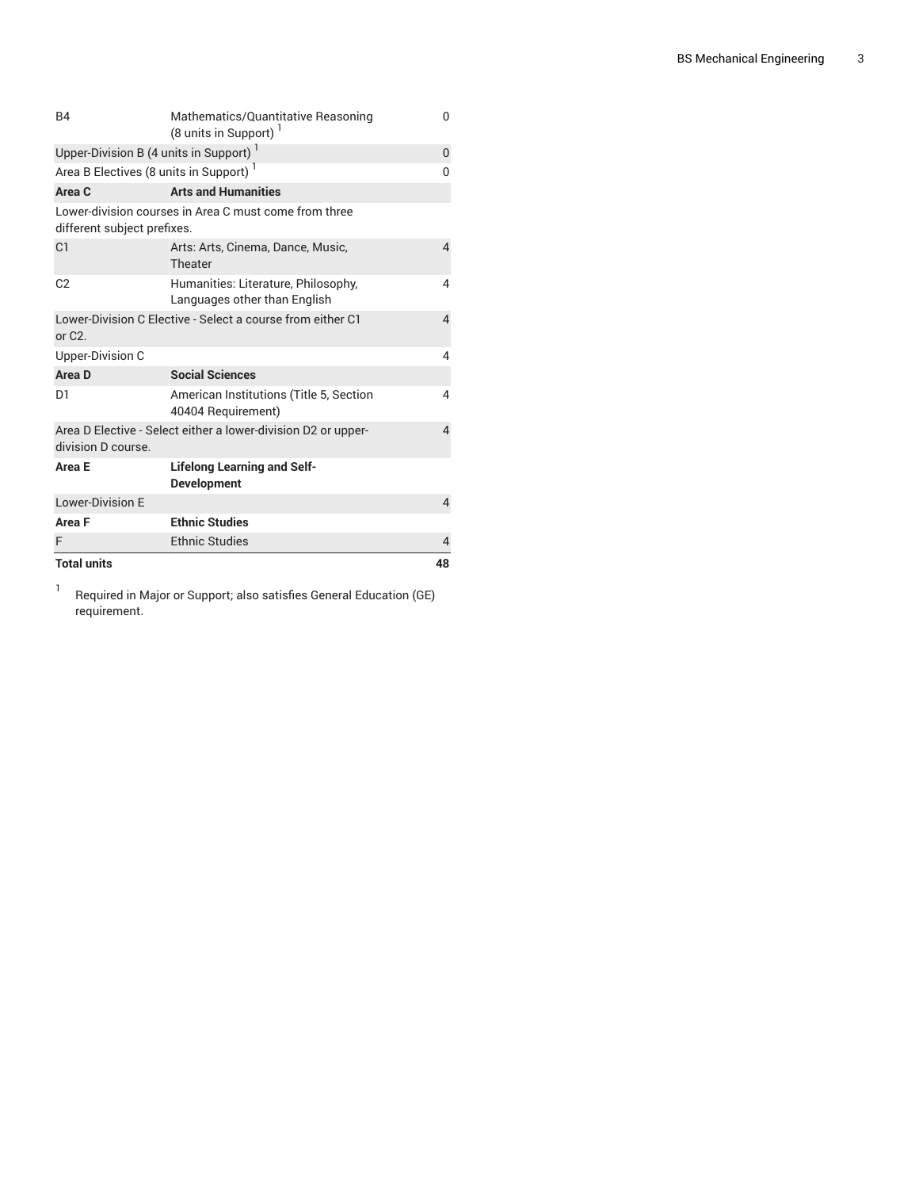| | | |
|---|---|---|
| B4 | Mathematics/Quantitative Reasoning (8 units in Support) [1] | 0 |
| Upper-Division B (4 units in Support) [1] | | 0 |
| Area B Electives (8 units in Support) [1] | | 0 |
| **Area C** | **Arts and Humanities** | |
| Lower-division courses in Area C must come from three different subject prefixes. | | |
| C1 | Arts: Arts, Cinema, Dance, Music, Theater | 4 |
| C2 | Humanities: Literature, Philosophy, Languages other than English | 4 |
| Lower-Division C Elective - Select a course from either C1 or C2. | | 4 |
| Upper-Division C | | 4 |
| **Area D** | **Social Sciences** | |
| D1 | American Institutions (Title 5, Section 40404 Requirement) | 4 |
| Area D Elective - Select either a lower-division D2 or upper-division D course. | | 4 |
| **Area E** | **Lifelong Learning and Self-Development** | |
| Lower-Division E | | 4 |
| **Area F** | **Ethnic Studies** | |
| F | Ethnic Studies | 4 |
| **Total units** | | **48** |

[1] Required in Major or Support; also satisfies General Education (GE) requirement.